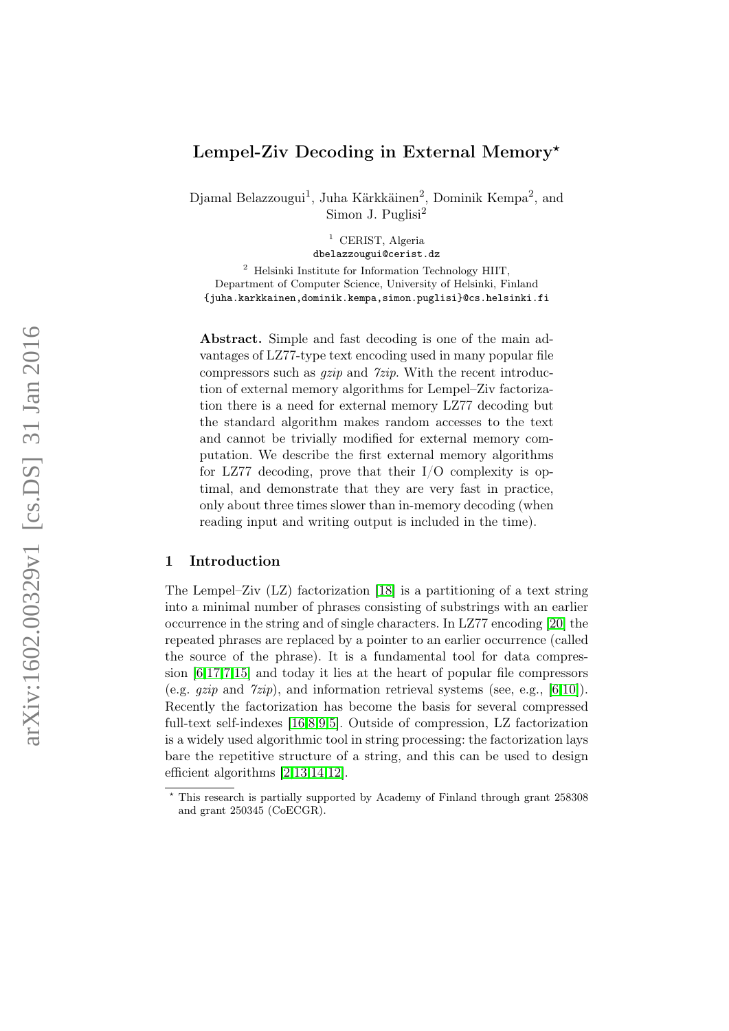# Lempel-Ziv Decoding in External Memory*

Djamal Belazzougui[1], Juha Kärkkäinen[2], Dominik Kempa[2], and Simon J. Puglisi[2]

[1] CERIST, Algeria
dbelazzougui@cerist.dz

[2] Helsinki Institute for Information Technology HIIT,
Department of Computer Science, University of Helsinki, Finland
{juha.karkkainen,dominik.kempa,simon.puglisi}@cs.helsinki.fi

**Abstract.** Simple and fast decoding is one of the main advantages of LZ77-type text encoding used in many popular file compressors such as *gzip* and *7zip*. With the recent introduction of external memory algorithms for Lempel–Ziv factorization there is a need for external memory LZ77 decoding but the standard algorithm makes random accesses to the text and cannot be trivially modified for external memory computation. We describe the first external memory algorithms for LZ77 decoding, prove that their I/O complexity is optimal, and demonstrate that they are very fast in practice, only about three times slower than in-memory decoding (when reading input and writing output is included in the time).

## 1 Introduction

The Lempel–Ziv (LZ) factorization [18] is a partitioning of a text string into a minimal number of phrases consisting of substrings with an earlier occurrence in the string and of single characters. In LZ77 encoding [20] the repeated phrases are replaced by a pointer to an earlier occurrence (called the source of the phrase). It is a fundamental tool for data compression [6,17,7,15] and today it lies at the heart of popular file compressors (e.g. *gzip* and *7zip*), and information retrieval systems (see, e.g., [6,10]). Recently the factorization has become the basis for several compressed full-text self-indexes [16,8,9,5]. Outside of compression, LZ factorization is a widely used algorithmic tool in string processing: the factorization lays bare the repetitive structure of a string, and this can be used to design efficient algorithms [2,13,14,12].

* This research is partially supported by Academy of Finland through grant 258308 and grant 250345 (CoECGR).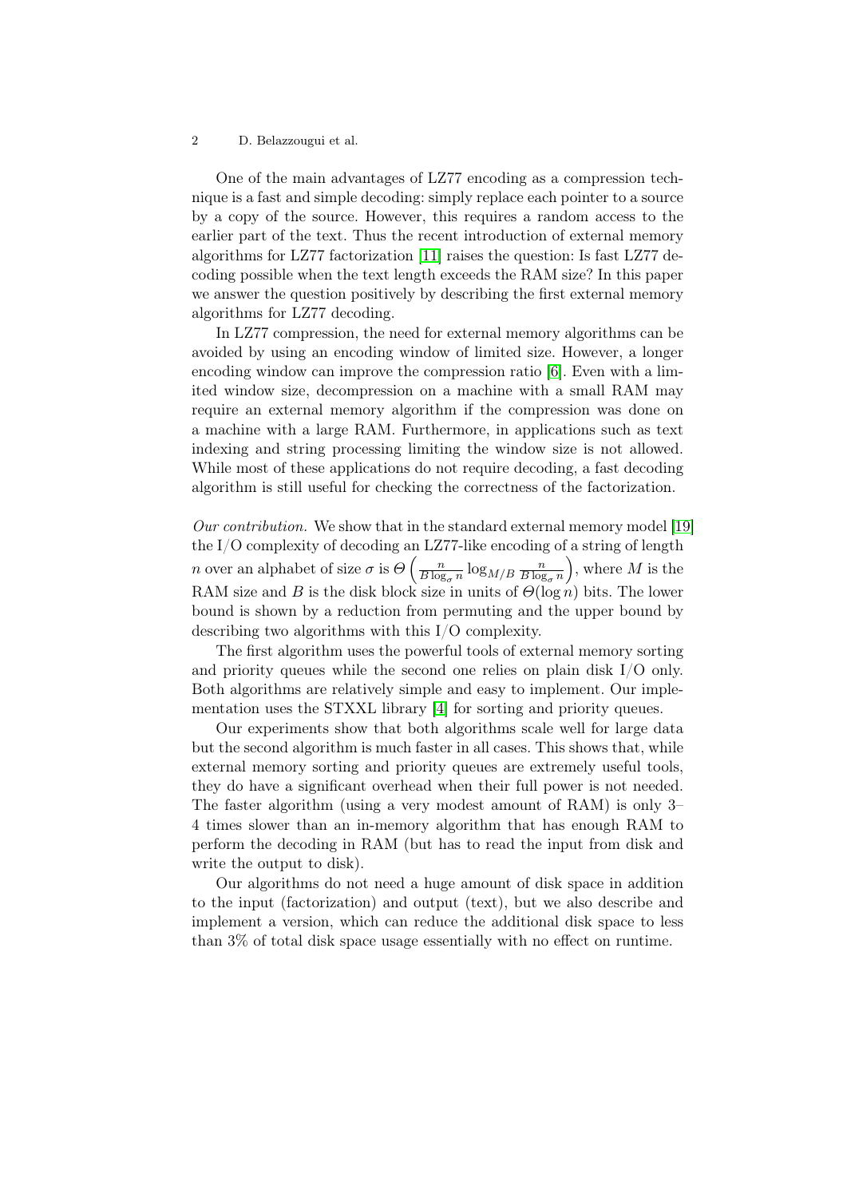One of the main advantages of LZ77 encoding as a compression technique is a fast and simple decoding: simply replace each pointer to a source by a copy of the source. However, this requires a random access to the earlier part of the text. Thus the recent introduction of external memory algorithms for LZ77 factorization [11] raises the question: Is fast LZ77 decoding possible when the text length exceeds the RAM size? In this paper we answer the question positively by describing the first external memory algorithms for LZ77 decoding.

In LZ77 compression, the need for external memory algorithms can be avoided by using an encoding window of limited size. However, a longer encoding window can improve the compression ratio [6]. Even with a limited window size, decompression on a machine with a small RAM may require an external memory algorithm if the compression was done on a machine with a large RAM. Furthermore, in applications such as text indexing and string processing limiting the window size is not allowed. While most of these applications do not require decoding, a fast decoding algorithm is still useful for checking the correctness of the factorization.

*Our contribution.* We show that in the standard external memory model [19] the I/O complexity of decoding an LZ77-like encoding of a string of length $n$ over an alphabet of size $\sigma$ is $\Theta\left(\frac{n}{B\log_\sigma n}\log_{M/B}\frac{n}{B\log_\sigma n}\right)$, where $M$ is the RAM size and $B$ is the disk block size in units of $\Theta(\log n)$ bits. The lower bound is shown by a reduction from permuting and the upper bound by describing two algorithms with this I/O complexity.

The first algorithm uses the powerful tools of external memory sorting and priority queues while the second one relies on plain disk I/O only. Both algorithms are relatively simple and easy to implement. Our implementation uses the STXXL library [4] for sorting and priority queues.

Our experiments show that both algorithms scale well for large data but the second algorithm is much faster in all cases. This shows that, while external memory sorting and priority queues are extremely useful tools, they do have a significant overhead when their full power is not needed. The faster algorithm (using a very modest amount of RAM) is only 3–4 times slower than an in-memory algorithm that has enough RAM to perform the decoding in RAM (but has to read the input from disk and write the output to disk).

Our algorithms do not need a huge amount of disk space in addition to the input (factorization) and output (text), but we also describe and implement a version, which can reduce the additional disk space to less than 3% of total disk space usage essentially with no effect on runtime.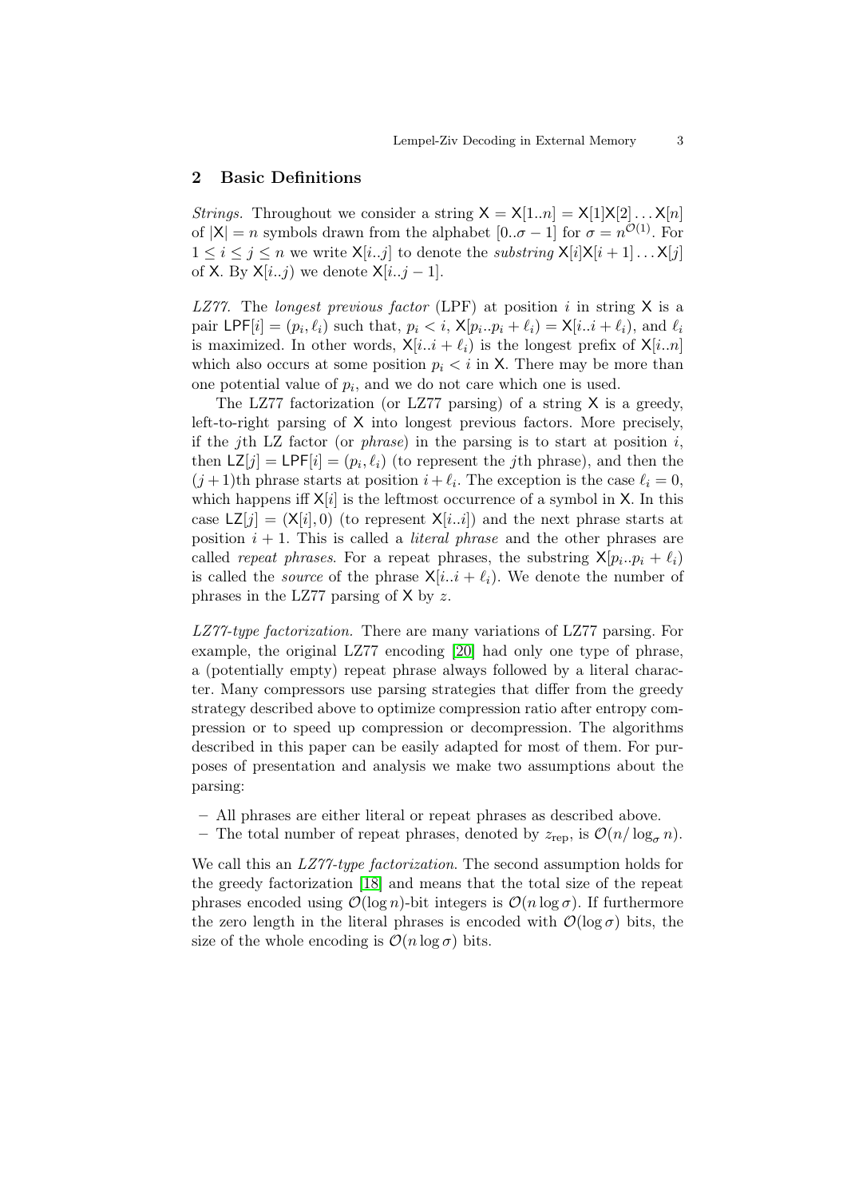## 2 Basic Definitions

*Strings.* Throughout we consider a string $\mathsf{X} = \mathsf{X}[1..n] = \mathsf{X}[1]\mathsf{X}[2]\ldots\mathsf{X}[n]$ of $|\mathsf{X}| = n$ symbols drawn from the alphabet $[0..\sigma-1]$ for $\sigma = n^{\mathcal{O}(1)}$. For $1 \le i \le j \le n$ we write $\mathsf{X}[i..j]$ to denote the *substring* $\mathsf{X}[i]\mathsf{X}[i+1]\ldots\mathsf{X}[j]$ of $\mathsf{X}$. By $\mathsf{X}[i..j)$ we denote $\mathsf{X}[i..j-1]$.

*LZ77.* The *longest previous factor* (LPF) at position $i$ in string $\mathsf{X}$ is a pair $\mathsf{LPF}[i] = (p_i, \ell_i)$ such that, $p_i < i$, $\mathsf{X}[p_i..p_i+\ell_i) = \mathsf{X}[i..i+\ell_i)$, and $\ell_i$ is maximized. In other words, $\mathsf{X}[i..i+\ell_i)$ is the longest prefix of $\mathsf{X}[i..n]$ which also occurs at some position $p_i < i$ in $\mathsf{X}$. There may be more than one potential value of $p_i$, and we do not care which one is used.

The LZ77 factorization (or LZ77 parsing) of a string $\mathsf{X}$ is a greedy, left-to-right parsing of $\mathsf{X}$ into longest previous factors. More precisely, if the $j$th LZ factor (or *phrase*) in the parsing is to start at position $i$, then $\mathsf{LZ}[j] = \mathsf{LPF}[i] = (p_i, \ell_i)$ (to represent the $j$th phrase), and then the $(j+1)$th phrase starts at position $i + \ell_i$. The exception is the case $\ell_i = 0$, which happens iff $\mathsf{X}[i]$ is the leftmost occurrence of a symbol in $\mathsf{X}$. In this case $\mathsf{LZ}[j] = (\mathsf{X}[i], 0)$ (to represent $\mathsf{X}[i..i]$) and the next phrase starts at position $i + 1$. This is called a *literal phrase* and the other phrases are called *repeat phrases*. For a repeat phrases, the substring $\mathsf{X}[p_i..p_i+\ell_i)$ is called the *source* of the phrase $\mathsf{X}[i..i+\ell_i)$. We denote the number of phrases in the LZ77 parsing of $\mathsf{X}$ by $z$.

*LZ77-type factorization.* There are many variations of LZ77 parsing. For example, the original LZ77 encoding [20] had only one type of phrase, a (potentially empty) repeat phrase always followed by a literal character. Many compressors use parsing strategies that differ from the greedy strategy described above to optimize compression ratio after entropy compression or to speed up compression or decompression. The algorithms described in this paper can be easily adapted for most of them. For purposes of presentation and analysis we make two assumptions about the parsing:

- All phrases are either literal or repeat phrases as described above.
- The total number of repeat phrases, denoted by $z_{\text{rep}}$, is $\mathcal{O}(n/\log_\sigma n)$.

We call this an *LZ77-type factorization*. The second assumption holds for the greedy factorization [18] and means that the total size of the repeat phrases encoded using $\mathcal{O}(\log n)$-bit integers is $\mathcal{O}(n \log \sigma)$. If furthermore the zero length in the literal phrases is encoded with $\mathcal{O}(\log \sigma)$ bits, the size of the whole encoding is $\mathcal{O}(n \log \sigma)$ bits.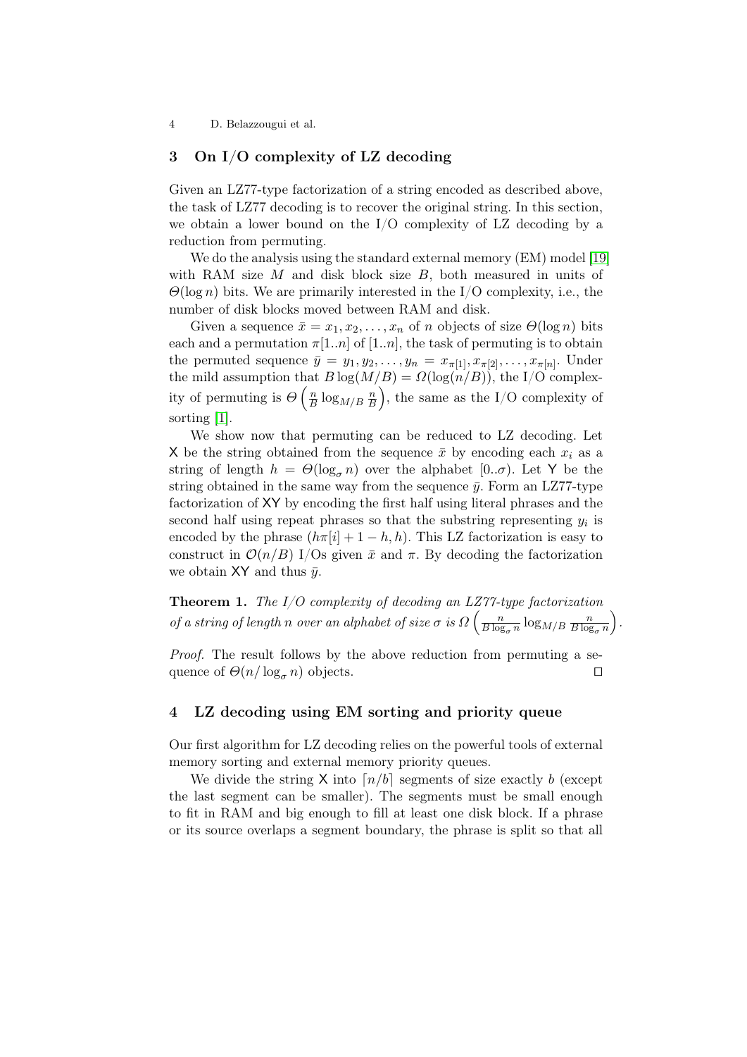## 3 On I/O complexity of LZ decoding

Given an LZ77-type factorization of a string encoded as described above, the task of LZ77 decoding is to recover the original string. In this section, we obtain a lower bound on the I/O complexity of LZ decoding by a reduction from permuting.

We do the analysis using the standard external memory (EM) model [19] with RAM size $M$ and disk block size $B$, both measured in units of $\Theta(\log n)$ bits. We are primarily interested in the I/O complexity, i.e., the number of disk blocks moved between RAM and disk.

Given a sequence $\bar{x} = x_1, x_2, \ldots, x_n$ of $n$ objects of size $\Theta(\log n)$ bits each and a permutation $\pi[1..n]$ of $[1..n]$, the task of permuting is to obtain the permuted sequence $\bar{y} = y_1, y_2, \ldots, y_n = x_{\pi[1]}, x_{\pi[2]}, \ldots, x_{\pi[n]}$. Under the mild assumption that $B \log(M/B) = \Omega(\log(n/B))$, the I/O complexity of permuting is $\Theta\left(\frac{n}{B} \log_{M/B} \frac{n}{B}\right)$, the same as the I/O complexity of sorting [1].

We show now that permuting can be reduced to LZ decoding. Let $\mathsf{X}$ be the string obtained from the sequence $\bar{x}$ by encoding each $x_i$ as a string of length $h = \Theta(\log_\sigma n)$ over the alphabet $[0..\sigma)$. Let $\mathsf{Y}$ be the string obtained in the same way from the sequence $\bar{y}$. Form an LZ77-type factorization of $\mathsf{XY}$ by encoding the first half using literal phrases and the second half using repeat phrases so that the substring representing $y_i$ is encoded by the phrase $(h\pi[i] + 1 - h, h)$. This LZ factorization is easy to construct in $\mathcal{O}(n/B)$ I/Os given $\bar{x}$ and $\pi$. By decoding the factorization we obtain $\mathsf{XY}$ and thus $\bar{y}$.

**Theorem 1.** *The I/O complexity of decoding an LZ77-type factorization of a string of length n over an alphabet of size $\sigma$ is $\Omega\left(\frac{n}{B \log_\sigma n} \log_{M/B} \frac{n}{B \log_\sigma n}\right)$.*

*Proof.* The result follows by the above reduction from permuting a sequence of $\Theta(n/\log_\sigma n)$ objects. ◻

## 4 LZ decoding using EM sorting and priority queue

Our first algorithm for LZ decoding relies on the powerful tools of external memory sorting and external memory priority queues.

We divide the string $\mathsf{X}$ into $\lceil n/b \rceil$ segments of size exactly $b$ (except the last segment can be smaller). The segments must be small enough to fit in RAM and big enough to fill at least one disk block. If a phrase or its source overlaps a segment boundary, the phrase is split so that all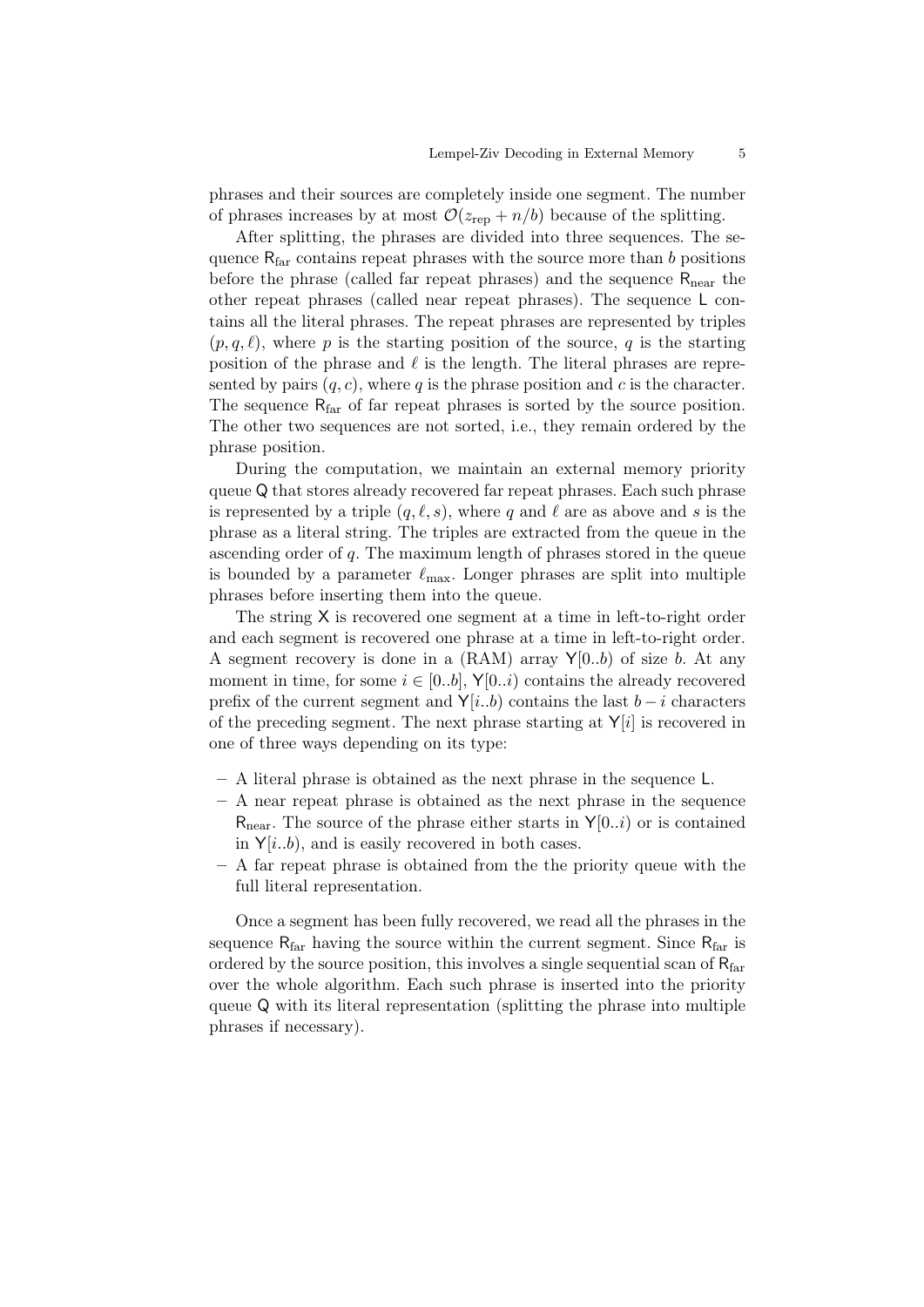phrases and their sources are completely inside one segment. The number of phrases increases by at most $\mathcal{O}(z_{\text{rep}} + n/b)$ because of the splitting.

After splitting, the phrases are divided into three sequences. The sequence $\mathsf{R}_{\text{far}}$ contains repeat phrases with the source more than $b$ positions before the phrase (called far repeat phrases) and the sequence $\mathsf{R}_{\text{near}}$ the other repeat phrases (called near repeat phrases). The sequence $\mathsf{L}$ contains all the literal phrases. The repeat phrases are represented by triples $(p, q, \ell)$, where $p$ is the starting position of the source, $q$ is the starting position of the phrase and $\ell$ is the length. The literal phrases are represented by pairs $(q, c)$, where $q$ is the phrase position and $c$ is the character. The sequence $\mathsf{R}_{\text{far}}$ of far repeat phrases is sorted by the source position. The other two sequences are not sorted, i.e., they remain ordered by the phrase position.

During the computation, we maintain an external memory priority queue $\mathsf{Q}$ that stores already recovered far repeat phrases. Each such phrase is represented by a triple $(q, \ell, s)$, where $q$ and $\ell$ are as above and $s$ is the phrase as a literal string. The triples are extracted from the queue in the ascending order of $q$. The maximum length of phrases stored in the queue is bounded by a parameter $\ell_{\max}$. Longer phrases are split into multiple phrases before inserting them into the queue.

The string $\mathsf{X}$ is recovered one segment at a time in left-to-right order and each segment is recovered one phrase at a time in left-to-right order. A segment recovery is done in a (RAM) array $\mathsf{Y}[0..b)$ of size $b$. At any moment in time, for some $i \in [0..b]$, $\mathsf{Y}[0..i)$ contains the already recovered prefix of the current segment and $\mathsf{Y}[i..b)$ contains the last $b - i$ characters of the preceding segment. The next phrase starting at $\mathsf{Y}[i]$ is recovered in one of three ways depending on its type:

- A literal phrase is obtained as the next phrase in the sequence $\mathsf{L}$.
- A near repeat phrase is obtained as the next phrase in the sequence $\mathsf{R}_{\text{near}}$. The source of the phrase either starts in $\mathsf{Y}[0..i)$ or is contained in $\mathsf{Y}[i..b)$, and is easily recovered in both cases.
- A far repeat phrase is obtained from the the priority queue with the full literal representation.

Once a segment has been fully recovered, we read all the phrases in the sequence $\mathsf{R}_{\text{far}}$ having the source within the current segment. Since $\mathsf{R}_{\text{far}}$ is ordered by the source position, this involves a single sequential scan of $\mathsf{R}_{\text{far}}$ over the whole algorithm. Each such phrase is inserted into the priority queue $\mathsf{Q}$ with its literal representation (splitting the phrase into multiple phrases if necessary).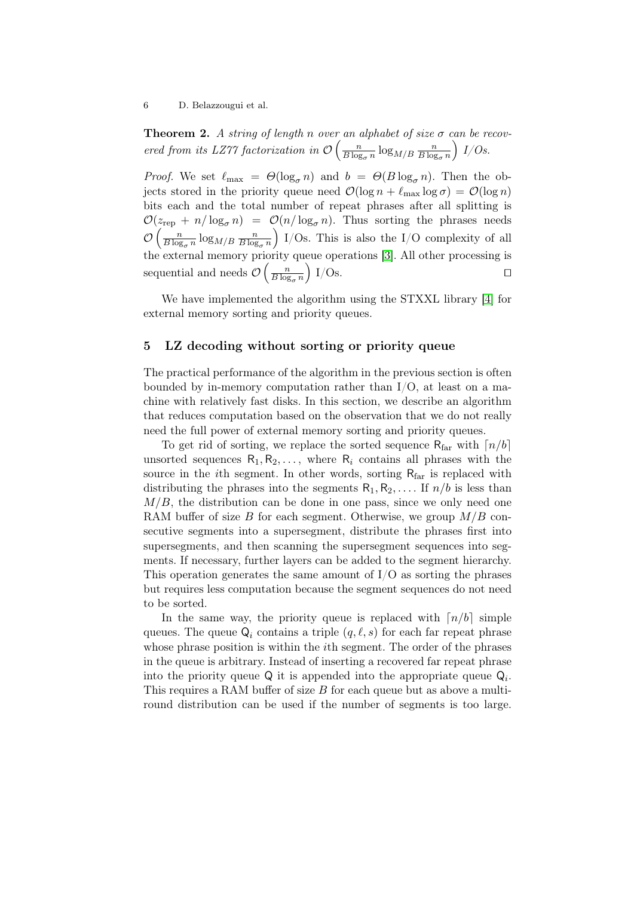**Theorem 2.** *A string of length $n$ over an alphabet of size $\sigma$ can be recovered from its LZ77 factorization in $\mathcal{O}\left(\frac{n}{B\log_\sigma n}\log_{M/B}\frac{n}{B\log_\sigma n}\right)$ I/Os.*

*Proof.* We set $\ell_{\max} = \Theta(\log_\sigma n)$ and $b = \Theta(B\log_\sigma n)$. Then the objects stored in the priority queue need $\mathcal{O}(\log n + \ell_{\max}\log\sigma) = \mathcal{O}(\log n)$ bits each and the total number of repeat phrases after all splitting is $\mathcal{O}(z_{\mathrm{rep}} + n/\log_\sigma n) = \mathcal{O}(n/\log_\sigma n)$. Thus sorting the phrases needs $\mathcal{O}\left(\frac{n}{B\log_\sigma n}\log_{M/B}\frac{n}{B\log_\sigma n}\right)$ I/Os. This is also the I/O complexity of all the external memory priority queue operations [3]. All other processing is sequential and needs $\mathcal{O}\left(\frac{n}{B\log_\sigma n}\right)$ I/Os. ◻

We have implemented the algorithm using the STXXL library [4] for external memory sorting and priority queues.

## 5 LZ decoding without sorting or priority queue

The practical performance of the algorithm in the previous section is often bounded by in-memory computation rather than I/O, at least on a machine with relatively fast disks. In this section, we describe an algorithm that reduces computation based on the observation that we do not really need the full power of external memory sorting and priority queues.

To get rid of sorting, we replace the sorted sequence $\mathsf{R}_{\mathrm{far}}$ with $\lceil n/b\rceil$ unsorted sequences $\mathsf{R}_1, \mathsf{R}_2, \dots$, where $\mathsf{R}_i$ contains all phrases with the source in the $i$th segment. In other words, sorting $\mathsf{R}_{\mathrm{far}}$ is replaced with distributing the phrases into the segments $\mathsf{R}_1, \mathsf{R}_2, \dots$. If $n/b$ is less than $M/B$, the distribution can be done in one pass, since we only need one RAM buffer of size $B$ for each segment. Otherwise, we group $M/B$ consecutive segments into a supersegment, distribute the phrases first into supersegments, and then scanning the supersegment sequences into segments. If necessary, further layers can be added to the segment hierarchy. This operation generates the same amount of I/O as sorting the phrases but requires less computation because the segment sequences do not need to be sorted.

In the same way, the priority queue is replaced with $\lceil n/b\rceil$ simple queues. The queue $\mathsf{Q}_i$ contains a triple $(q, \ell, s)$ for each far repeat phrase whose phrase position is within the $i$th segment. The order of the phrases in the queue is arbitrary. Instead of inserting a recovered far repeat phrase into the priority queue $\mathsf{Q}$ it is appended into the appropriate queue $\mathsf{Q}_i$. This requires a RAM buffer of size $B$ for each queue but as above a multi-round distribution can be used if the number of segments is too large.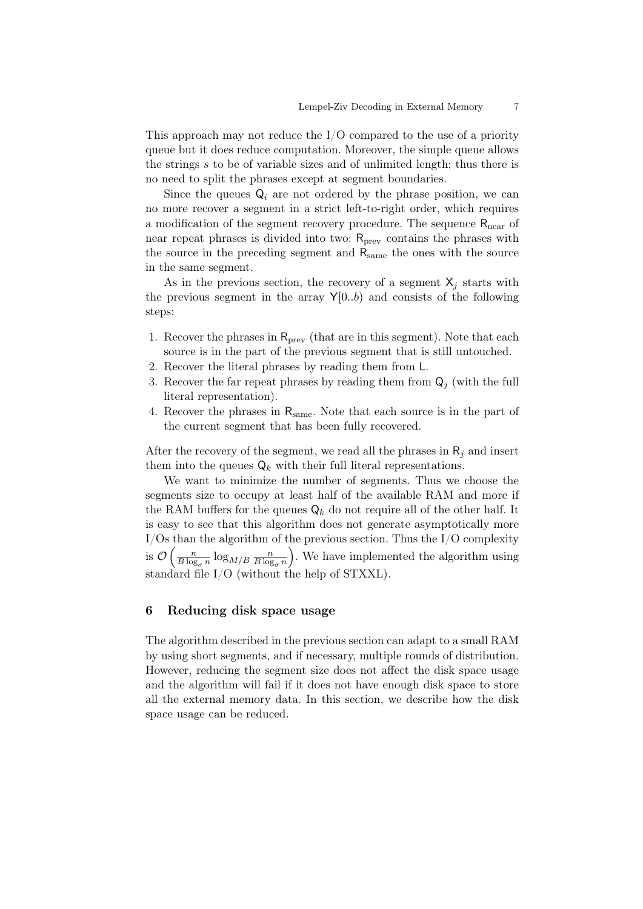This approach may not reduce the I/O compared to the use of a priority queue but it does reduce computation. Moreover, the simple queue allows the strings $s$ to be of variable sizes and of unlimited length; thus there is no need to split the phrases except at segment boundaries.

Since the queues $\mathsf{Q}_i$ are not ordered by the phrase position, we can no more recover a segment in a strict left-to-right order, which requires a modification of the segment recovery procedure. The sequence $\mathsf{R}_{\text{near}}$ of near repeat phrases is divided into two: $\mathsf{R}_{\text{prev}}$ contains the phrases with the source in the preceding segment and $\mathsf{R}_{\text{same}}$ the ones with the source in the same segment.

As in the previous section, the recovery of a segment $\mathsf{X}_j$ starts with the previous segment in the array $\mathsf{Y}[0..b)$ and consists of the following steps:

1. Recover the phrases in $\mathsf{R}_{\text{prev}}$ (that are in this segment). Note that each source is in the part of the previous segment that is still untouched.
2. Recover the literal phrases by reading them from $\mathsf{L}$.
3. Recover the far repeat phrases by reading them from $\mathsf{Q}_j$ (with the full literal representation).
4. Recover the phrases in $\mathsf{R}_{\text{same}}$. Note that each source is in the part of the current segment that has been fully recovered.

After the recovery of the segment, we read all the phrases in $\mathsf{R}_j$ and insert them into the queues $\mathsf{Q}_k$ with their full literal representations.

We want to minimize the number of segments. Thus we choose the segments size to occupy at least half of the available RAM and more if the RAM buffers for the queues $\mathsf{Q}_k$ do not require all of the other half. It is easy to see that this algorithm does not generate asymptotically more I/Os than the algorithm of the previous section. Thus the I/O complexity is $\mathcal{O}\left(\frac{n}{B\log_\sigma n}\log_{M/B}\frac{n}{B\log_\sigma n}\right)$. We have implemented the algorithm using standard file I/O (without the help of STXXL).

## 6 Reducing disk space usage

The algorithm described in the previous section can adapt to a small RAM by using short segments, and if necessary, multiple rounds of distribution. However, reducing the segment size does not affect the disk space usage and the algorithm will fail if it does not have enough disk space to store all the external memory data. In this section, we describe how the disk space usage can be reduced.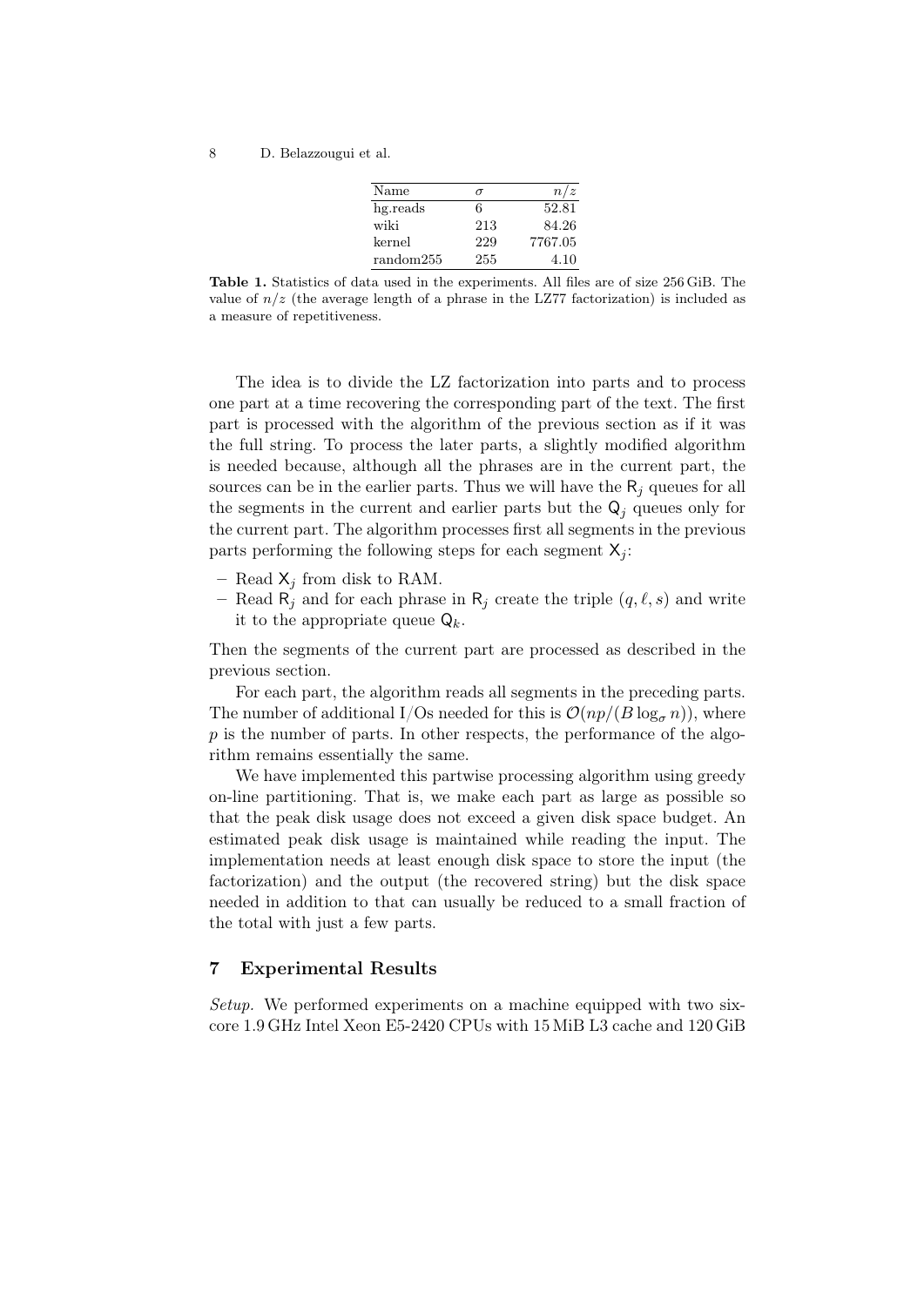| Name | $\sigma$ | $n/z$ |
|---|---|---|
| hg.reads | 6 | 52.81 |
| wiki | 213 | 84.26 |
| kernel | 229 | 7767.05 |
| random255 | 255 | 4.10 |

**Table 1.** Statistics of data used in the experiments. All files are of size 256 GiB. The value of $n/z$ (the average length of a phrase in the LZ77 factorization) is included as a measure of repetitiveness.

The idea is to divide the LZ factorization into parts and to process one part at a time recovering the corresponding part of the text. The first part is processed with the algorithm of the previous section as if it was the full string. To process the later parts, a slightly modified algorithm is needed because, although all the phrases are in the current part, the sources can be in the earlier parts. Thus we will have the $\mathsf{R}_j$ queues for all the segments in the current and earlier parts but the $\mathsf{Q}_j$ queues only for the current part. The algorithm processes first all segments in the previous parts performing the following steps for each segment $\mathsf{X}_j$:

- Read $\mathsf{X}_j$ from disk to RAM.
- Read $\mathsf{R}_j$ and for each phrase in $\mathsf{R}_j$ create the triple $(q, \ell, s)$ and write it to the appropriate queue $\mathsf{Q}_k$.

Then the segments of the current part are processed as described in the previous section.

For each part, the algorithm reads all segments in the preceding parts. The number of additional I/Os needed for this is $\mathcal{O}(np/(B \log_\sigma n))$, where $p$ is the number of parts. In other respects, the performance of the algorithm remains essentially the same.

We have implemented this partwise processing algorithm using greedy on-line partitioning. That is, we make each part as large as possible so that the peak disk usage does not exceed a given disk space budget. An estimated peak disk usage is maintained while reading the input. The implementation needs at least enough disk space to store the input (the factorization) and the output (the recovered string) but the disk space needed in addition to that can usually be reduced to a small fraction of the total with just a few parts.

## 7 Experimental Results

*Setup.* We performed experiments on a machine equipped with two six-core 1.9 GHz Intel Xeon E5-2420 CPUs with 15 MiB L3 cache and 120 GiB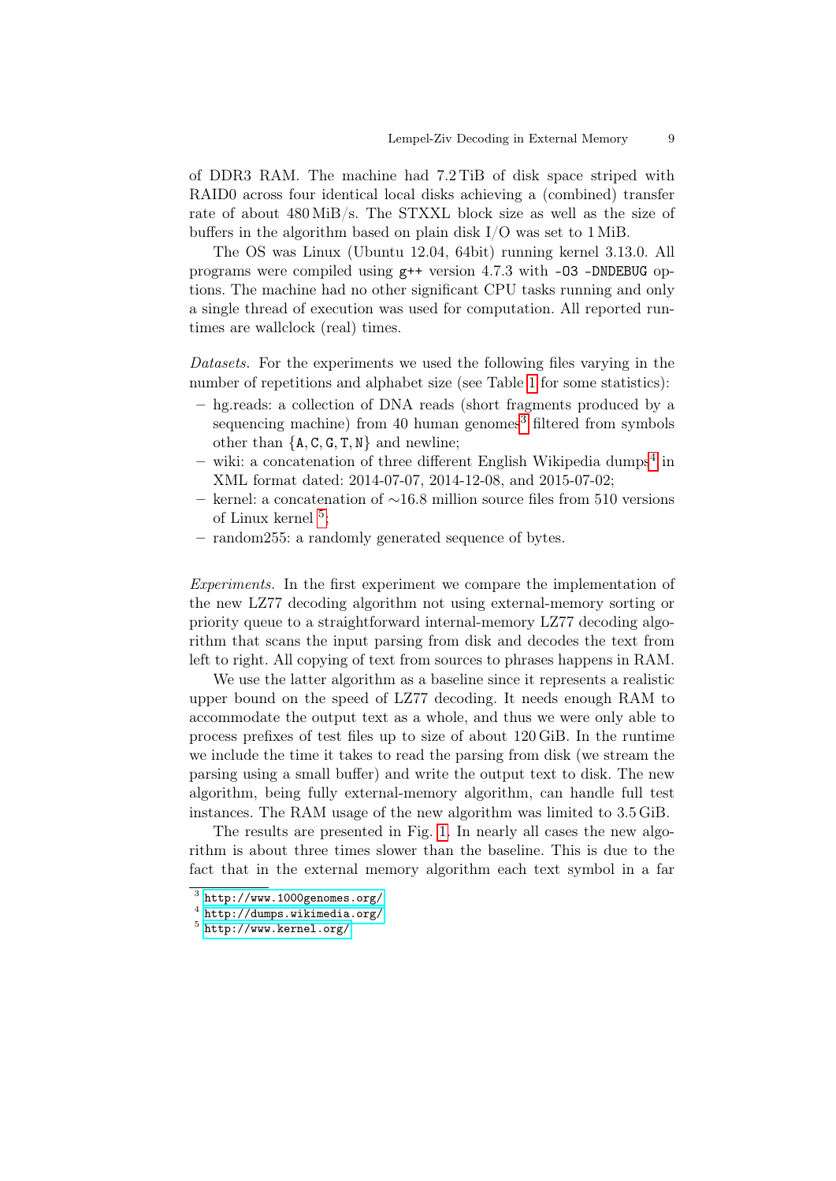of DDR3 RAM. The machine had 7.2 TiB of disk space striped with RAID0 across four identical local disks achieving a (combined) transfer rate of about 480 MiB/s. The STXXL block size as well as the size of buffers in the algorithm based on plain disk I/O was set to 1 MiB.

The OS was Linux (Ubuntu 12.04, 64bit) running kernel 3.13.0. All programs were compiled using `g++` version 4.7.3 with `-O3 -DNDEBUG` options. The machine had no other significant CPU tasks running and only a single thread of execution was used for computation. All reported runtimes are wallclock (real) times.

*Datasets.* For the experiments we used the following files varying in the number of repetitions and alphabet size (see Table 1 for some statistics):

- hg.reads: a collection of DNA reads (short fragments produced by a sequencing machine) from 40 human genomes[3] filtered from symbols other than {`A`, `C`, `G`, `T`, `N`} and newline;
- wiki: a concatenation of three different English Wikipedia dumps[4] in XML format dated: 2014-07-07, 2014-12-08, and 2015-07-02;
- kernel: a concatenation of ∼16.8 million source files from 510 versions of Linux kernel [5];
- random255: a randomly generated sequence of bytes.

*Experiments.* In the first experiment we compare the implementation of the new LZ77 decoding algorithm not using external-memory sorting or priority queue to a straightforward internal-memory LZ77 decoding algorithm that scans the input parsing from disk and decodes the text from left to right. All copying of text from sources to phrases happens in RAM.

We use the latter algorithm as a baseline since it represents a realistic upper bound on the speed of LZ77 decoding. It needs enough RAM to accommodate the output text as a whole, and thus we were only able to process prefixes of test files up to size of about 120 GiB. In the runtime we include the time it takes to read the parsing from disk (we stream the parsing using a small buffer) and write the output text to disk. The new algorithm, being fully external-memory algorithm, can handle full test instances. The RAM usage of the new algorithm was limited to 3.5 GiB.

The results are presented in Fig. 1. In nearly all cases the new algorithm is about three times slower than the baseline. This is due to the fact that in the external memory algorithm each text symbol in a far

[3] http://www.1000genomes.org/

[4] http://dumps.wikimedia.org/

[5] http://www.kernel.org/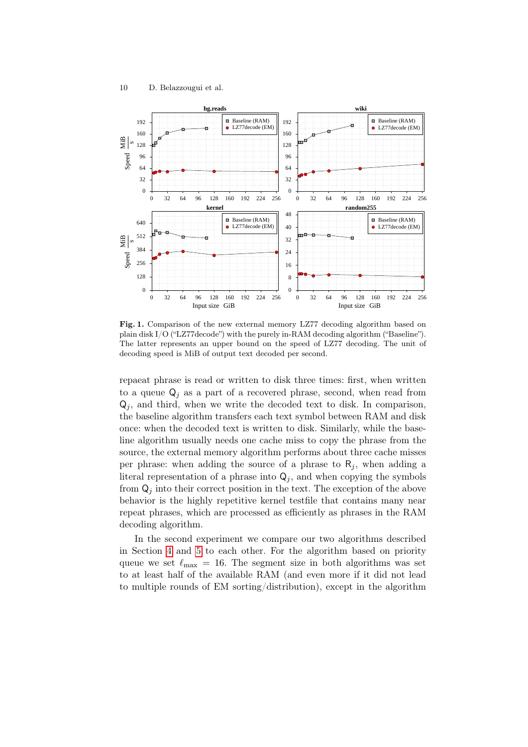**Fig. 1.** Comparison of the new external memory LZ77 decoding algorithm based on plain disk I/O ("LZ77decode") with the purely in-RAM decoding algorithm ("Baseline"). The latter represents an upper bound on the speed of LZ77 decoding. The unit of decoding speed is MiB of output text decoded per second.

repaeat phrase is read or written to disk three times: first, when written to a queue $\mathsf{Q}_j$ as a part of a recovered phrase, second, when read from $\mathsf{Q}_j$, and third, when we write the decoded text to disk. In comparison, the baseline algorithm transfers each text symbol between RAM and disk once: when the decoded text is written to disk. Similarly, while the baseline algorithm usually needs one cache miss to copy the phrase from the source, the external memory algorithm performs about three cache misses per phrase: when adding the source of a phrase to $\mathsf{R}_j$, when adding a literal representation of a phrase into $\mathsf{Q}_j$, and when copying the symbols from $\mathsf{Q}_j$ into their correct position in the text. The exception of the above behavior is the highly repetitive kernel testfile that contains many near repeat phrases, which are processed as efficiently as phrases in the RAM decoding algorithm.

In the second experiment we compare our two algorithms described in Section 4 and 5 to each other. For the algorithm based on priority queue we set $\ell_{\max} = 16$. The segment size in both algorithms was set to at least half of the available RAM (and even more if it did not lead to multiple rounds of EM sorting/distribution), except in the algorithm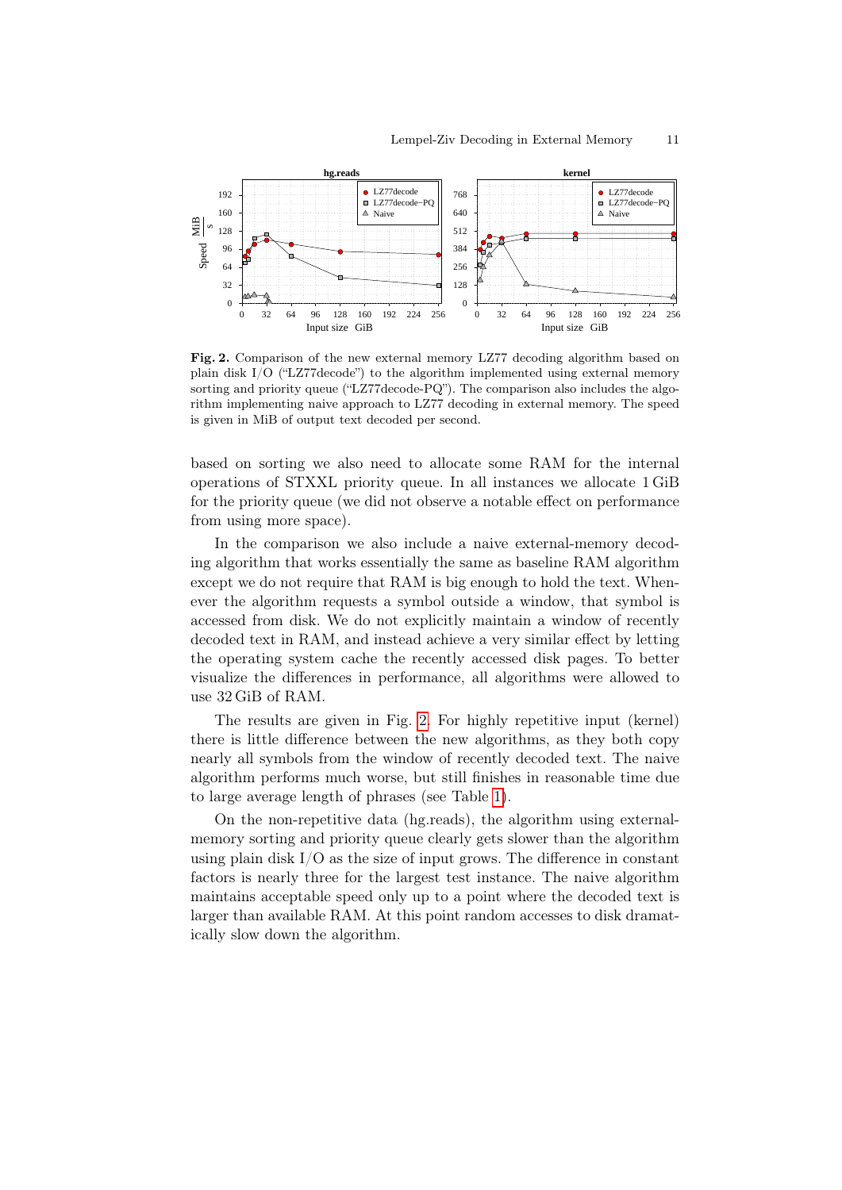**Fig. 2.** Comparison of the new external memory LZ77 decoding algorithm based on plain disk I/O ("LZ77decode") to the algorithm implemented using external memory sorting and priority queue ("LZ77decode-PQ"). The comparison also includes the algorithm implementing naive approach to LZ77 decoding in external memory. The speed is given in MiB of output text decoded per second.

based on sorting we also need to allocate some RAM for the internal operations of STXXL priority queue. In all instances we allocate 1 GiB for the priority queue (we did not observe a notable effect on performance from using more space).

In the comparison we also include a naive external-memory decoding algorithm that works essentially the same as baseline RAM algorithm except we do not require that RAM is big enough to hold the text. Whenever the algorithm requests a symbol outside a window, that symbol is accessed from disk. We do not explicitly maintain a window of recently decoded text in RAM, and instead achieve a very similar effect by letting the operating system cache the recently accessed disk pages. To better visualize the differences in performance, all algorithms were allowed to use 32 GiB of RAM.

The results are given in Fig. 2. For highly repetitive input (kernel) there is little difference between the new algorithms, as they both copy nearly all symbols from the window of recently decoded text. The naive algorithm performs much worse, but still finishes in reasonable time due to large average length of phrases (see Table 1).

On the non-repetitive data (hg.reads), the algorithm using external-memory sorting and priority queue clearly gets slower than the algorithm using plain disk I/O as the size of input grows. The difference in constant factors is nearly three for the largest test instance. The naive algorithm maintains acceptable speed only up to a point where the decoded text is larger than available RAM. At this point random accesses to disk dramatically slow down the algorithm.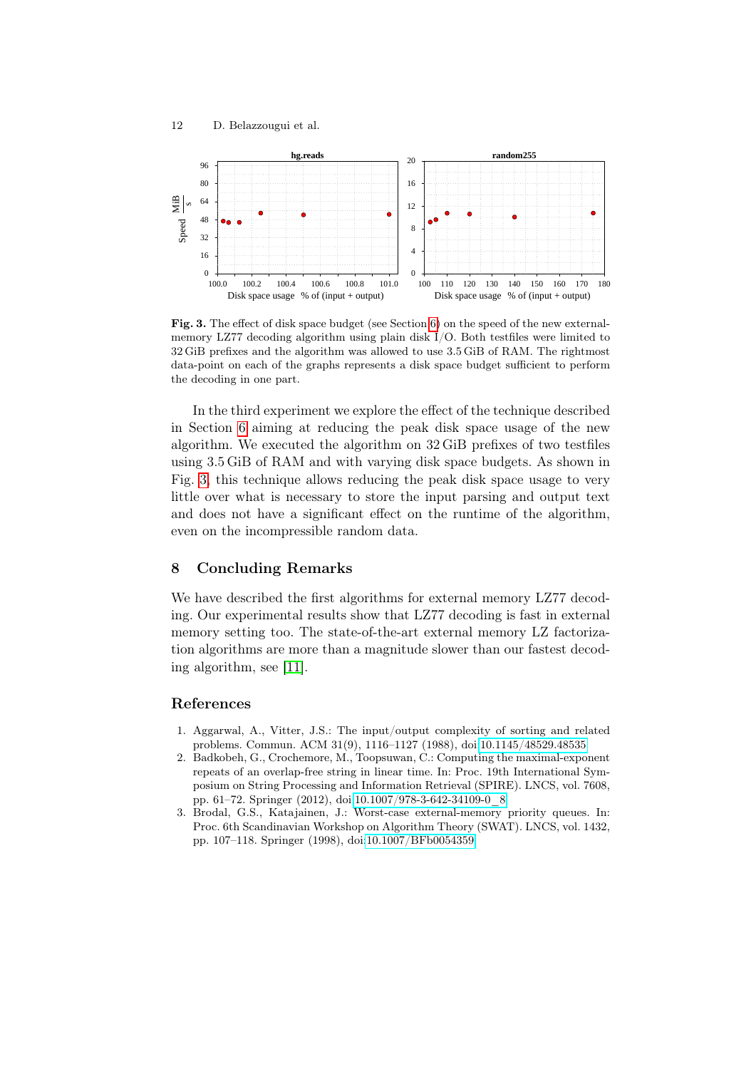**Fig. 3.** The effect of disk space budget (see Section 6) on the speed of the new external-memory LZ77 decoding algorithm using plain disk I/O. Both testfiles were limited to 32 GiB prefixes and the algorithm was allowed to use 3.5 GiB of RAM. The rightmost data-point on each of the graphs represents a disk space budget sufficient to perform the decoding in one part.

In the third experiment we explore the effect of the technique described in Section 6 aiming at reducing the peak disk space usage of the new algorithm. We executed the algorithm on 32 GiB prefixes of two testfiles using 3.5 GiB of RAM and with varying disk space budgets. As shown in Fig. 3, this technique allows reducing the peak disk space usage to very little over what is necessary to store the input parsing and output text and does not have a significant effect on the runtime of the algorithm, even on the incompressible random data.

## 8 Concluding Remarks

We have described the first algorithms for external memory LZ77 decoding. Our experimental results show that LZ77 decoding is fast in external memory setting too. The state-of-the-art external memory LZ factorization algorithms are more than a magnitude slower than our fastest decoding algorithm, see [11].

## References

1. Aggarwal, A., Vitter, J.S.: The input/output complexity of sorting and related problems. Commun. ACM 31(9), 1116–1127 (1988), doi:10.1145/48529.48535
2. Badkobeh, G., Crochemore, M., Toopsuwan, C.: Computing the maximal-exponent repeats of an overlap-free string in linear time. In: Proc. 19th International Symposium on String Processing and Information Retrieval (SPIRE). LNCS, vol. 7608, pp. 61–72. Springer (2012), doi:10.1007/978-3-642-34109-0_8
3. Brodal, G.S., Katajainen, J.: Worst-case external-memory priority queues. In: Proc. 6th Scandinavian Workshop on Algorithm Theory (SWAT). LNCS, vol. 1432, pp. 107–118. Springer (1998), doi:10.1007/BFb0054359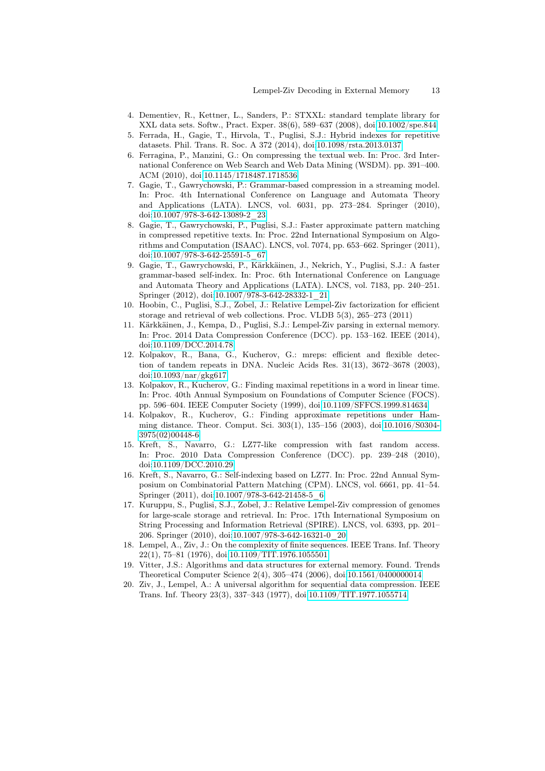4. Dementiev, R., Kettner, L., Sanders, P.: STXXL: standard template library for XXL data sets. Softw., Pract. Exper. 38(6), 589–637 (2008), doi:10.1002/spe.844
5. Ferrada, H., Gagie, T., Hirvola, T., Puglisi, S.J.: Hybrid indexes for repetitive datasets. Phil. Trans. R. Soc. A 372 (2014), doi:10.1098/rsta.2013.0137
6. Ferragina, P., Manzini, G.: On compressing the textual web. In: Proc. 3rd International Conference on Web Search and Web Data Mining (WSDM). pp. 391–400. ACM (2010), doi:10.1145/1718487.1718536
7. Gagie, T., Gawrychowski, P.: Grammar-based compression in a streaming model. In: Proc. 4th International Conference on Language and Automata Theory and Applications (LATA). LNCS, vol. 6031, pp. 273–284. Springer (2010), doi:10.1007/978-3-642-13089-2_23
8. Gagie, T., Gawrychowski, P., Puglisi, S.J.: Faster approximate pattern matching in compressed repetitive texts. In: Proc. 22nd International Symposium on Algorithms and Computation (ISAAC). LNCS, vol. 7074, pp. 653–662. Springer (2011), doi:10.1007/978-3-642-25591-5_67
9. Gagie, T., Gawrychowski, P., Kärkkäinen, J., Nekrich, Y., Puglisi, S.J.: A faster grammar-based self-index. In: Proc. 6th International Conference on Language and Automata Theory and Applications (LATA). LNCS, vol. 7183, pp. 240–251. Springer (2012), doi:10.1007/978-3-642-28332-1_21
10. Hoobin, C., Puglisi, S.J., Zobel, J.: Relative Lempel-Ziv factorization for efficient storage and retrieval of web collections. Proc. VLDB 5(3), 265–273 (2011)
11. Kärkkäinen, J., Kempa, D., Puglisi, S.J.: Lempel-Ziv parsing in external memory. In: Proc. 2014 Data Compression Conference (DCC). pp. 153–162. IEEE (2014), doi:10.1109/DCC.2014.78
12. Kolpakov, R., Bana, G., Kucherov, G.: mreps: efficient and flexible detection of tandem repeats in DNA. Nucleic Acids Res. 31(13), 3672–3678 (2003), doi:10.1093/nar/gkg617
13. Kolpakov, R., Kucherov, G.: Finding maximal repetitions in a word in linear time. In: Proc. 40th Annual Symposium on Foundations of Computer Science (FOCS). pp. 596–604. IEEE Computer Society (1999), doi:10.1109/SFFCS.1999.814634
14. Kolpakov, R., Kucherov, G.: Finding approximate repetitions under Hamming distance. Theor. Comput. Sci. 303(1), 135–156 (2003), doi:10.1016/S0304-3975(02)00448-6
15. Kreft, S., Navarro, G.: LZ77-like compression with fast random access. In: Proc. 2010 Data Compression Conference (DCC). pp. 239–248 (2010), doi:10.1109/DCC.2010.29
16. Kreft, S., Navarro, G.: Self-indexing based on LZ77. In: Proc. 22nd Annual Symposium on Combinatorial Pattern Matching (CPM). LNCS, vol. 6661, pp. 41–54. Springer (2011), doi:10.1007/978-3-642-21458-5_6
17. Kuruppu, S., Puglisi, S.J., Zobel, J.: Relative Lempel-Ziv compression of genomes for large-scale storage and retrieval. In: Proc. 17th International Symposium on String Processing and Information Retrieval (SPIRE). LNCS, vol. 6393, pp. 201–206. Springer (2010), doi:10.1007/978-3-642-16321-0_20
18. Lempel, A., Ziv, J.: On the complexity of finite sequences. IEEE Trans. Inf. Theory 22(1), 75–81 (1976), doi:10.1109/TIT.1976.1055501
19. Vitter, J.S.: Algorithms and data structures for external memory. Found. Trends Theoretical Computer Science 2(4), 305–474 (2006), doi:10.1561/0400000014
20. Ziv, J., Lempel, A.: A universal algorithm for sequential data compression. IEEE Trans. Inf. Theory 23(3), 337–343 (1977), doi:10.1109/TIT.1977.1055714